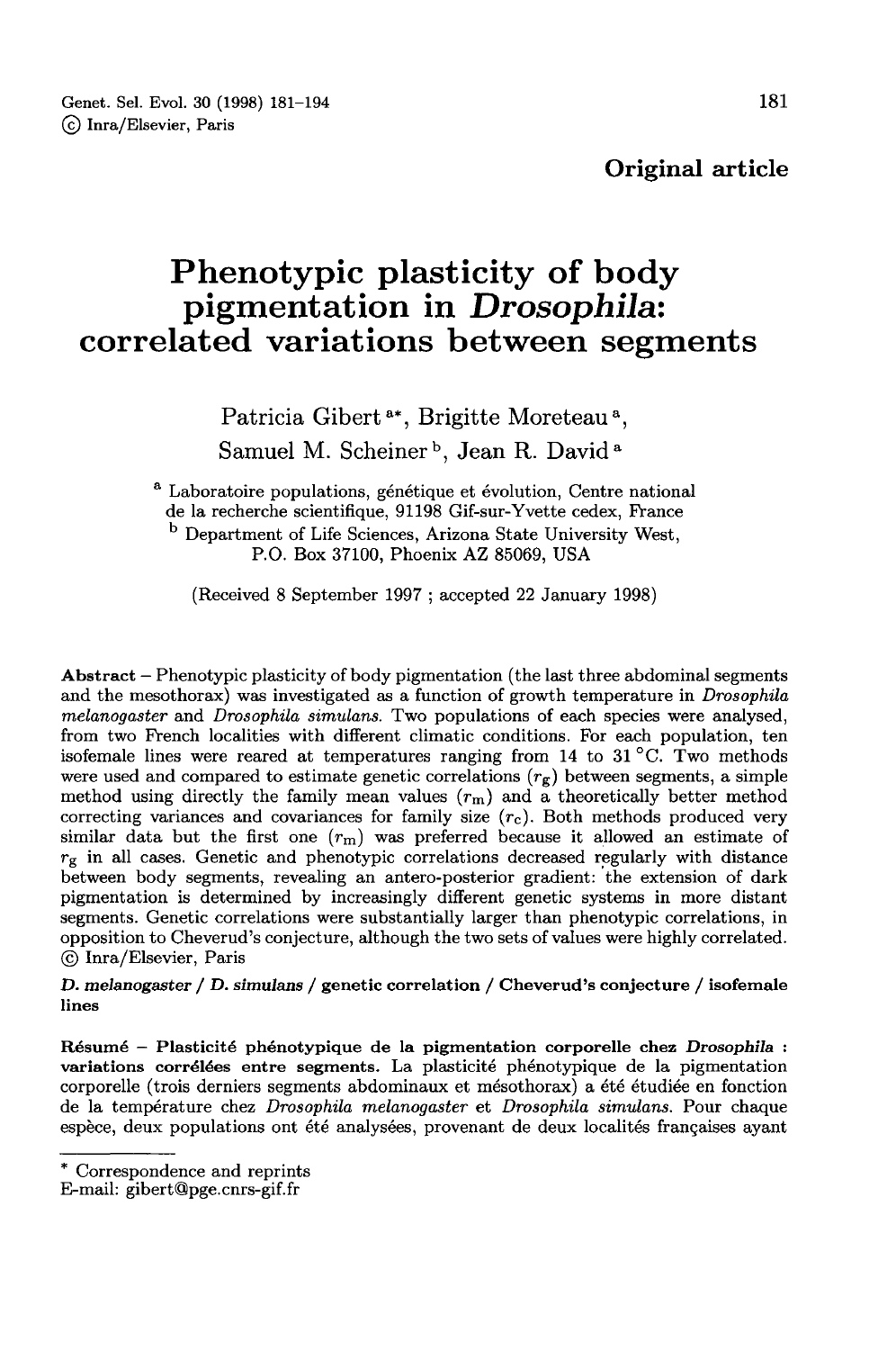**Original article**

# Phenotypic plasticity of body pigmentation in *Drosophila*: correlated variations between segments

Patricia Gibert [a*], Brigitte Moreteau [a], Samuel M. Scheiner [b], Jean R. David [a]

[a] Laboratoire populations, génétique et évolution, Centre national de la recherche scientifique, 91198 Gif-sur-Yvette cedex, France

[b] Department of Life Sciences, Arizona State University West, P.O. Box 37100, Phoenix AZ 85069, USA

(Received 8 September 1997 ; accepted 22 January 1998)

**Abstract** – Phenotypic plasticity of body pigmentation (the last three abdominal segments and the mesothorax) was investigated as a function of growth temperature in *Drosophila melanogaster* and *Drosophila simulans*. Two populations of each species were analysed, from two French localities with different climatic conditions. For each population, ten isofemale lines were reared at temperatures ranging from 14 to 31 °C. Two methods were used and compared to estimate genetic correlations ($r_g$) between segments, a simple method using directly the family mean values ($r_m$) and a theoretically better method correcting variances and covariances for family size ($r_c$). Both methods produced very similar data but the first one ($r_m$) was preferred because it allowed an estimate of $r_g$ in all cases. Genetic and phenotypic correlations decreased regularly with distance between body segments, revealing an antero-posterior gradient: the extension of dark pigmentation is determined by increasingly different genetic systems in more distant segments. Genetic correlations were substantially larger than phenotypic correlations, in opposition to Cheverud's conjecture, although the two sets of values were highly correlated. © Inra/Elsevier, Paris

***D. melanogaster* / *D. simulans* / genetic correlation / Cheverud's conjecture / isofemale lines**

**Résumé – Plasticité phénotypique de la pigmentation corporelle chez *Drosophila* : variations corrélées entre segments.** La plasticité phénotypique de la pigmentation corporelle (trois derniers segments abdominaux et mésothorax) a été étudiée en fonction de la température chez *Drosophila melanogaster* et *Drosophila simulans*. Pour chaque espèce, deux populations ont été analysées, provenant de deux localités françaises ayant

---

\* Correspondence and reprints
E-mail: gibert@pge.cnrs-gif.fr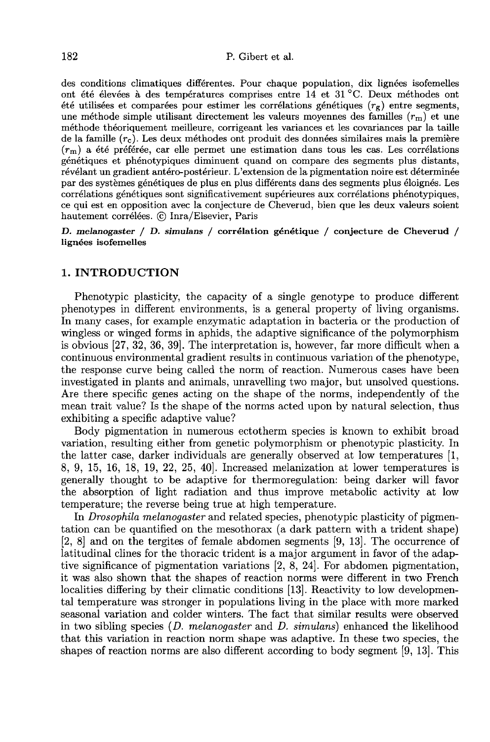des conditions climatiques différentes. Pour chaque population, dix lignées isofemelles ont été élevées à des températures comprises entre 14 et 31 °C. Deux méthodes ont été utilisées et comparées pour estimer les corrélations génétiques ($r_g$) entre segments, une méthode simple utilisant directement les valeurs moyennes des familles ($r_m$) et une méthode théoriquement meilleure, corrigeant les variances et les covariances par la taille de la famille ($r_c$). Les deux méthodes ont produit des données similaires mais la première ($r_m$) a été préférée, car elle permet une estimation dans tous les cas. Les corrélations génétiques et phénotypiques diminuent quand on compare des segments plus distants, révélant un gradient antéro-postérieur. L'extension de la pigmentation noire est déterminée par des systèmes génétiques de plus en plus différents dans des segments plus éloignés. Les corrélations génétiques sont significativement supérieures aux corrélations phénotypiques, ce qui est en opposition avec la conjecture de Cheverud, bien que les deux valeurs soient hautement corrélées. © Inra/Elsevier, Paris

***D. melanogaster* / *D. simulans* / corrélation génétique / conjecture de Cheverud / lignées isofemelles**

## 1. INTRODUCTION

Phenotypic plasticity, the capacity of a single genotype to produce different phenotypes in different environments, is a general property of living organisms. In many cases, for example enzymatic adaptation in bacteria or the production of wingless or winged forms in aphids, the adaptive significance of the polymorphism is obvious [27, 32, 36, 39]. The interpretation is, however, far more difficult when a continuous environmental gradient results in continuous variation of the phenotype, the response curve being called the norm of reaction. Numerous cases have been investigated in plants and animals, unravelling two major, but unsolved questions. Are there specific genes acting on the shape of the norms, independently of the mean trait value? Is the shape of the norms acted upon by natural selection, thus exhibiting a specific adaptive value?

Body pigmentation in numerous ectotherm species is known to exhibit broad variation, resulting either from genetic polymorphism or phenotypic plasticity. In the latter case, darker individuals are generally observed at low temperatures [1, 8, 9, 15, 16, 18, 19, 22, 25, 40]. Increased melanization at lower temperatures is generally thought to be adaptive for thermoregulation: being darker will favor the absorption of light radiation and thus improve metabolic activity at low temperature; the reverse being true at high temperature.

In *Drosophila melanogaster* and related species, phenotypic plasticity of pigmentation can be quantified on the mesothorax (a dark pattern with a trident shape) [2, 8] and on the tergites of female abdomen segments [9, 13]. The occurrence of latitudinal clines for the thoracic trident is a major argument in favor of the adaptive significance of pigmentation variations [2, 8, 24]. For abdomen pigmentation, it was also shown that the shapes of reaction norms were different in two French localities differing by their climatic conditions [13]. Reactivity to low developmental temperature was stronger in populations living in the place with more marked seasonal variation and colder winters. The fact that similar results were observed in two sibling species (*D. melanogaster* and *D. simulans*) enhanced the likelihood that this variation in reaction norm shape was adaptive. In these two species, the shapes of reaction norms are also different according to body segment [9, 13]. This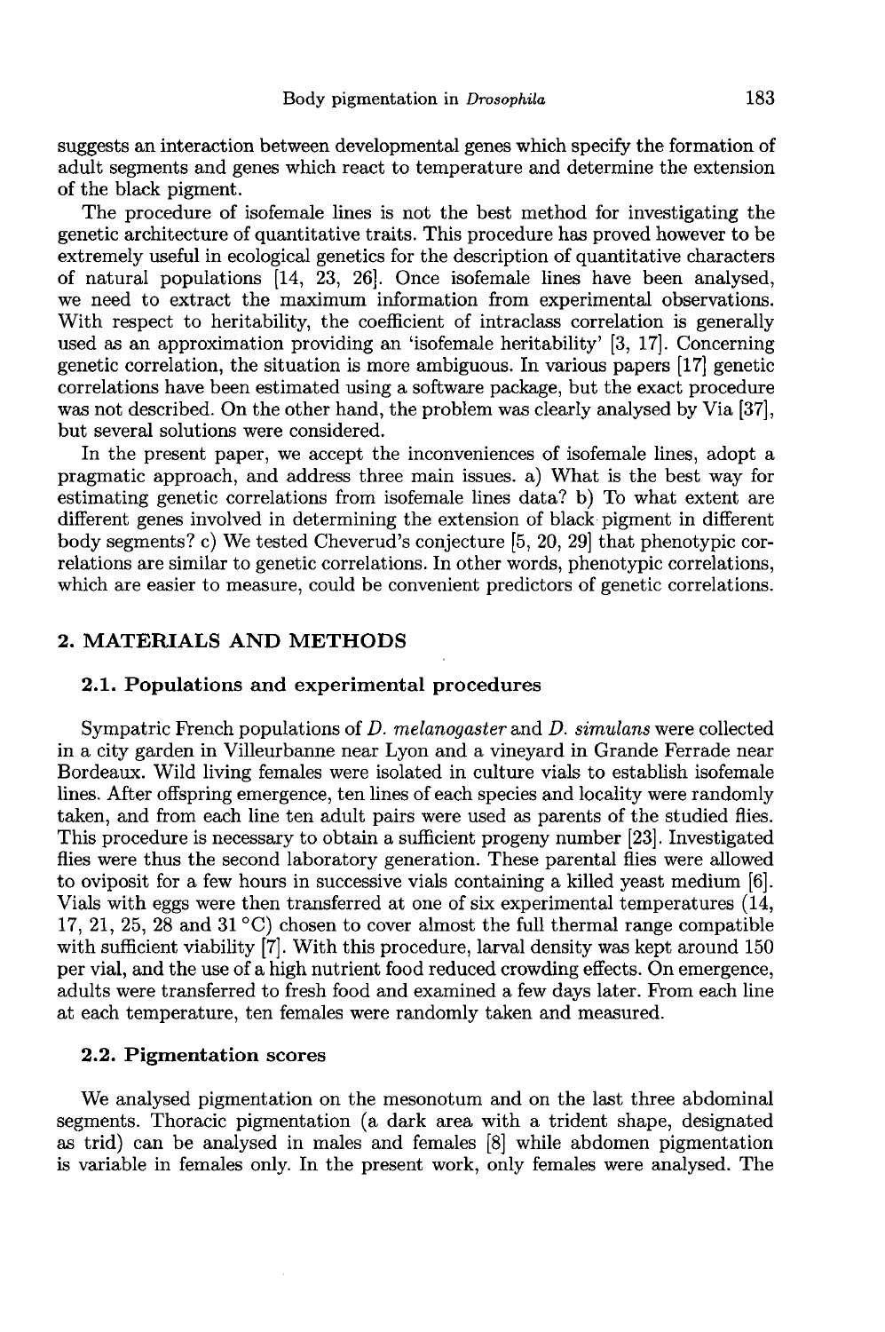suggests an interaction between developmental genes which specify the formation of adult segments and genes which react to temperature and determine the extension of the black pigment.

The procedure of isofemale lines is not the best method for investigating the genetic architecture of quantitative traits. This procedure has proved however to be extremely useful in ecological genetics for the description of quantitative characters of natural populations [14, 23, 26]. Once isofemale lines have been analysed, we need to extract the maximum information from experimental observations. With respect to heritability, the coefficient of intraclass correlation is generally used as an approximation providing an 'isofemale heritability' [3, 17]. Concerning genetic correlation, the situation is more ambiguous. In various papers [17] genetic correlations have been estimated using a software package, but the exact procedure was not described. On the other hand, the problem was clearly analysed by Via [37], but several solutions were considered.

In the present paper, we accept the inconveniences of isofemale lines, adopt a pragmatic approach, and address three main issues. a) What is the best way for estimating genetic correlations from isofemale lines data? b) To what extent are different genes involved in determining the extension of black pigment in different body segments? c) We tested Cheverud's conjecture [5, 20, 29] that phenotypic correlations are similar to genetic correlations. In other words, phenotypic correlations, which are easier to measure, could be convenient predictors of genetic correlations.

## 2. MATERIALS AND METHODS

### 2.1. Populations and experimental procedures

Sympatric French populations of *D. melanogaster* and *D. simulans* were collected in a city garden in Villeurbanne near Lyon and a vineyard in Grande Ferrade near Bordeaux. Wild living females were isolated in culture vials to establish isofemale lines. After offspring emergence, ten lines of each species and locality were randomly taken, and from each line ten adult pairs were used as parents of the studied flies. This procedure is necessary to obtain a sufficient progeny number [23]. Investigated flies were thus the second laboratory generation. These parental flies were allowed to oviposit for a few hours in successive vials containing a killed yeast medium [6]. Vials with eggs were then transferred at one of six experimental temperatures (14, 17, 21, 25, 28 and 31 °C) chosen to cover almost the full thermal range compatible with sufficient viability [7]. With this procedure, larval density was kept around 150 per vial, and the use of a high nutrient food reduced crowding effects. On emergence, adults were transferred to fresh food and examined a few days later. From each line at each temperature, ten females were randomly taken and measured.

### 2.2. Pigmentation scores

We analysed pigmentation on the mesonotum and on the last three abdominal segments. Thoracic pigmentation (a dark area with a trident shape, designated as trid) can be analysed in males and females [8] while abdomen pigmentation is variable in females only. In the present work, only females were analysed. The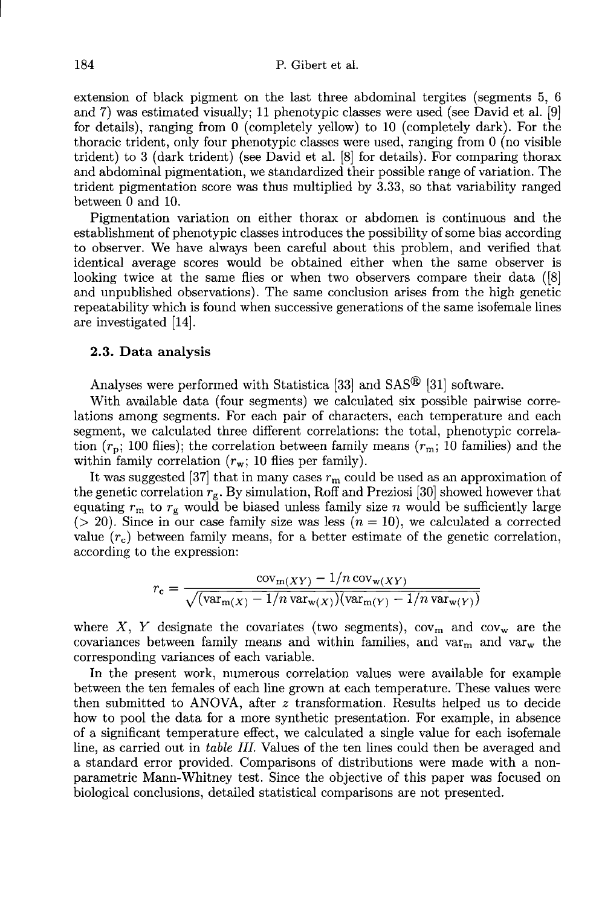extension of black pigment on the last three abdominal tergites (segments 5, 6 and 7) was estimated visually; 11 phenotypic classes were used (see David et al. [9] for details), ranging from 0 (completely yellow) to 10 (completely dark). For the thoracic trident, only four phenotypic classes were used, ranging from 0 (no visible trident) to 3 (dark trident) (see David et al. [8] for details). For comparing thorax and abdominal pigmentation, we standardized their possible range of variation. The trident pigmentation score was thus multiplied by 3.33, so that variability ranged between 0 and 10.

Pigmentation variation on either thorax or abdomen is continuous and the establishment of phenotypic classes introduces the possibility of some bias according to observer. We have always been careful about this problem, and verified that identical average scores would be obtained either when the same observer is looking twice at the same flies or when two observers compare their data ([8] and unpublished observations). The same conclusion arises from the high genetic repeatability which is found when successive generations of the same isofemale lines are investigated [14].

### 2.3. Data analysis

Analyses were performed with Statistica [33] and SAS® [31] software.

With available data (four segments) we calculated six possible pairwise correlations among segments. For each pair of characters, each temperature and each segment, we calculated three different correlations: the total, phenotypic correlation ($r_p$; 100 flies); the correlation between family means ($r_m$; 10 families) and the within family correlation ($r_w$; 10 flies per family).

It was suggested [37] that in many cases $r_m$ could be used as an approximation of the genetic correlation $r_g$. By simulation, Roff and Preziosi [30] showed however that equating $r_m$ to $r_g$ would be biased unless family size $n$ would be sufficiently large ($> 20$). Since in our case family size was less ($n = 10$), we calculated a corrected value ($r_c$) between family means, for a better estimate of the genetic correlation, according to the expression:

$$r_c = \frac{\mathrm{cov}_{m(XY)} - 1/n \, \mathrm{cov}_{w(XY)}}{\sqrt{(\mathrm{var}_{m(X)} - 1/n \, \mathrm{var}_{w(X)})(\mathrm{var}_{m(Y)} - 1/n \, \mathrm{var}_{w(Y)})}}$$

where $X$, $Y$ designate the covariates (two segments), $\mathrm{cov}_m$ and $\mathrm{cov}_w$ are the covariances between family means and within families, and $\mathrm{var}_m$ and $\mathrm{var}_w$ the corresponding variances of each variable.

In the present work, numerous correlation values were available for example between the ten females of each line grown at each temperature. These values were then submitted to ANOVA, after $z$ transformation. Results helped us to decide how to pool the data for a more synthetic presentation. For example, in absence of a significant temperature effect, we calculated a single value for each isofemale line, as carried out in *table III*. Values of the ten lines could then be averaged and a standard error provided. Comparisons of distributions were made with a non-parametric Mann-Whitney test. Since the objective of this paper was focused on biological conclusions, detailed statistical comparisons are not presented.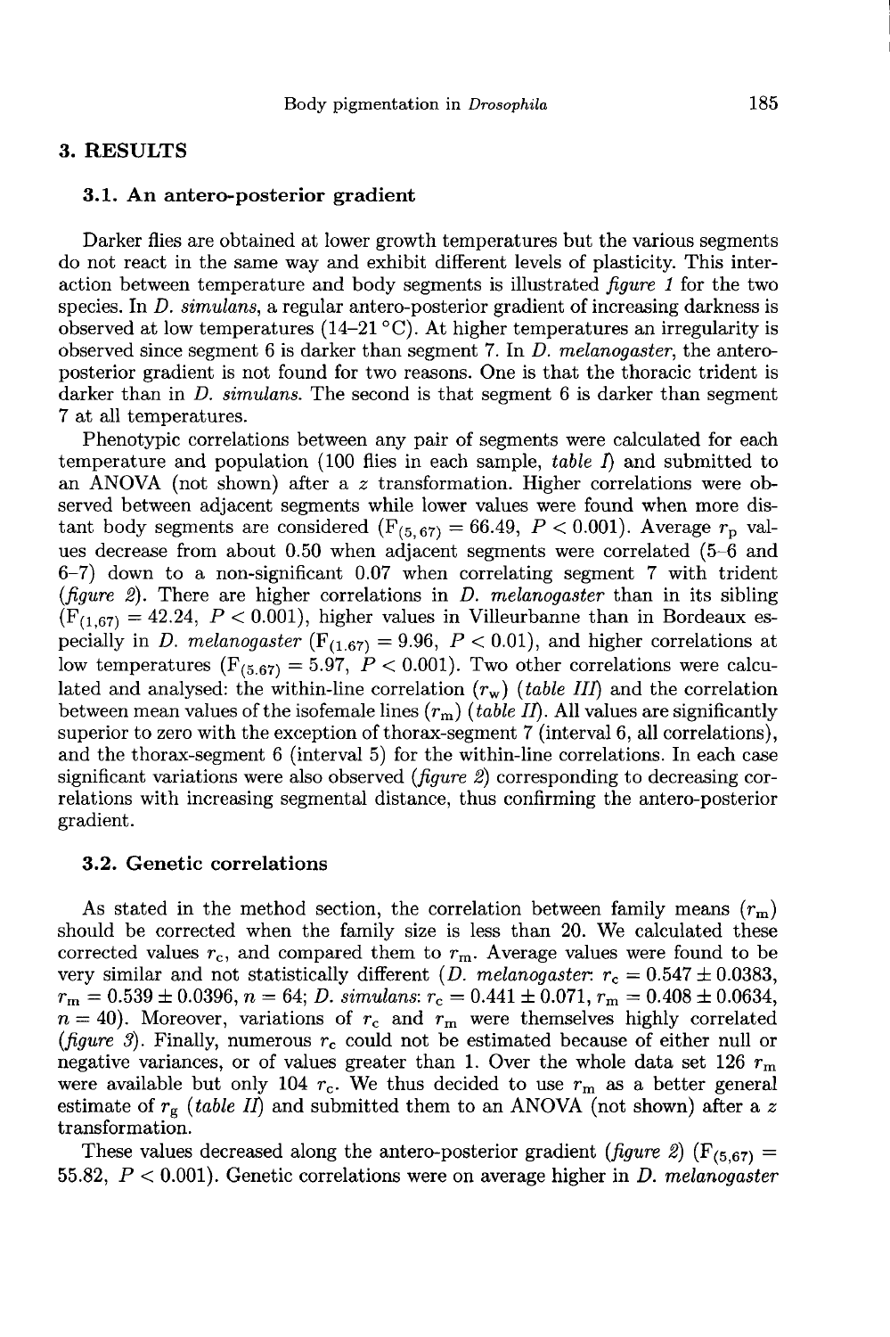## 3. RESULTS

### 3.1. An antero-posterior gradient

Darker flies are obtained at lower growth temperatures but the various segments do not react in the same way and exhibit different levels of plasticity. This interaction between temperature and body segments is illustrated *figure 1* for the two species. In *D. simulans*, a regular antero-posterior gradient of increasing darkness is observed at low temperatures (14–21 °C). At higher temperatures an irregularity is observed since segment 6 is darker than segment 7. In *D. melanogaster*, the antero-posterior gradient is not found for two reasons. One is that the thoracic trident is darker than in *D. simulans*. The second is that segment 6 is darker than segment 7 at all temperatures.

Phenotypic correlations between any pair of segments were calculated for each temperature and population (100 flies in each sample, *table I*) and submitted to an ANOVA (not shown) after a $z$ transformation. Higher correlations were observed between adjacent segments while lower values were found when more distant body segments are considered ($F_{(5,67)} = 66.49$, $P < 0.001$). Average $r_p$ values decrease from about 0.50 when adjacent segments were correlated (5–6 and 6–7) down to a non-significant 0.07 when correlating segment 7 with trident (*figure 2*). There are higher correlations in *D. melanogaster* than in its sibling ($F_{(1,67)} = 42.24$, $P < 0.001$), higher values in Villeurbanne than in Bordeaux especially in *D. melanogaster* ($F_{(1.67)} = 9.96$, $P < 0.01$), and higher correlations at low temperatures ($F_{(5.67)} = 5.97$, $P < 0.001$). Two other correlations were calculated and analysed: the within-line correlation ($r_w$) (*table III*) and the correlation between mean values of the isofemale lines ($r_m$) (*table II*). All values are significantly superior to zero with the exception of thorax-segment 7 (interval 6, all correlations), and the thorax-segment 6 (interval 5) for the within-line correlations. In each case significant variations were also observed (*figure 2*) corresponding to decreasing correlations with increasing segmental distance, thus confirming the antero-posterior gradient.

### 3.2. Genetic correlations

As stated in the method section, the correlation between family means ($r_m$) should be corrected when the family size is less than 20. We calculated these corrected values $r_c$, and compared them to $r_m$. Average values were found to be very similar and not statistically different (*D. melanogaster*: $r_c = 0.547 \pm 0.0383$, $r_m = 0.539 \pm 0.0396$, $n = 64$; *D. simulans*: $r_c = 0.441 \pm 0.071$, $r_m = 0.408 \pm 0.0634$, $n = 40$). Moreover, variations of $r_c$ and $r_m$ were themselves highly correlated (*figure 3*). Finally, numerous $r_c$ could not be estimated because of either null or negative variances, or of values greater than 1. Over the whole data set 126 $r_m$ were available but only 104 $r_c$. We thus decided to use $r_m$ as a better general estimate of $r_g$ (*table II*) and submitted them to an ANOVA (not shown) after a $z$ transformation.

These values decreased along the antero-posterior gradient (*figure 2*) ($F_{(5,67)} = 55.82$, $P < 0.001$). Genetic correlations were on average higher in *D. melanogaster*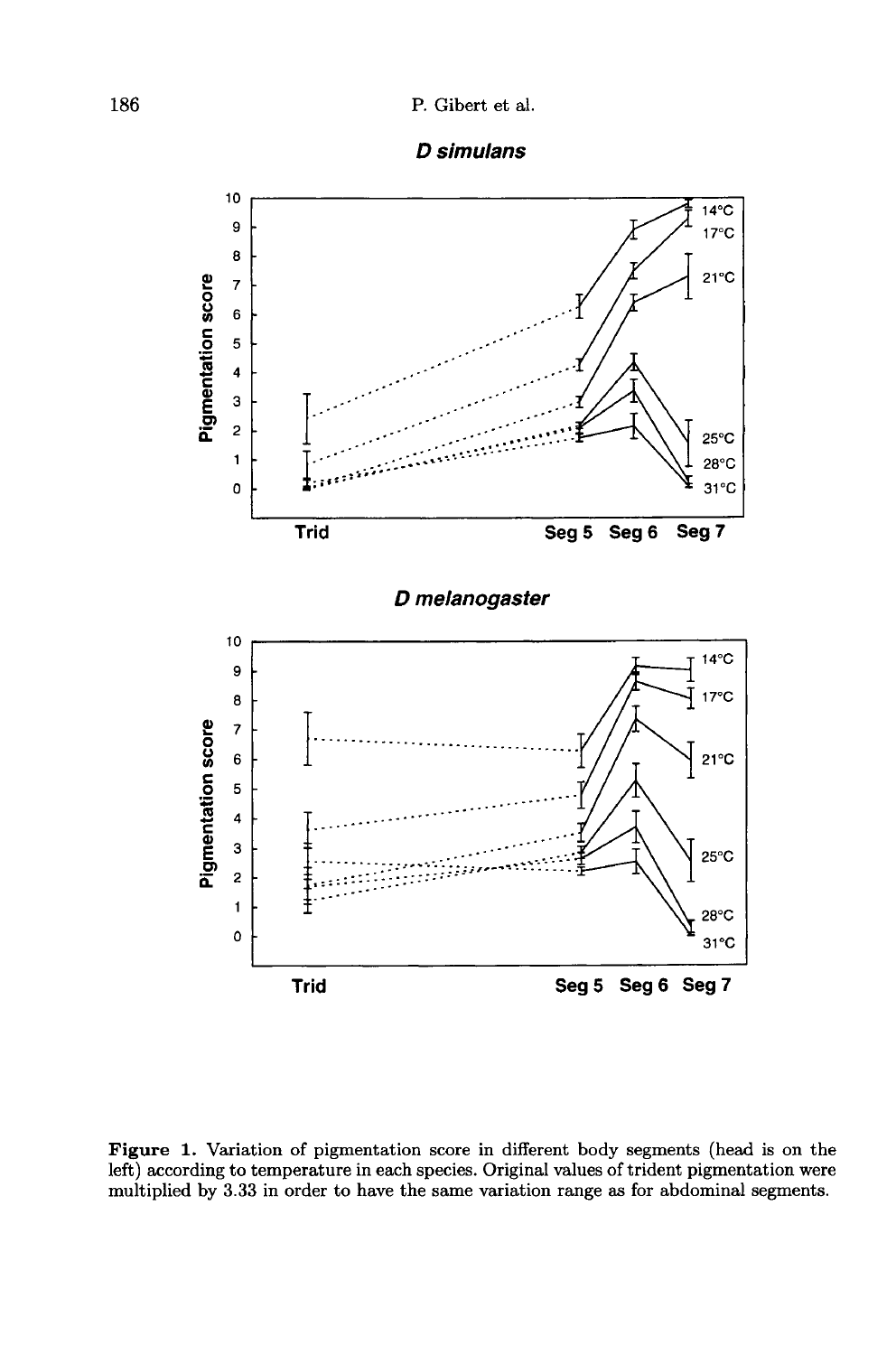**Figure 1.** Variation of pigmentation score in different body segments (head is on the left) according to temperature in each species. Original values of trident pigmentation were multiplied by 3.33 in order to have the same variation range as for abdominal segments.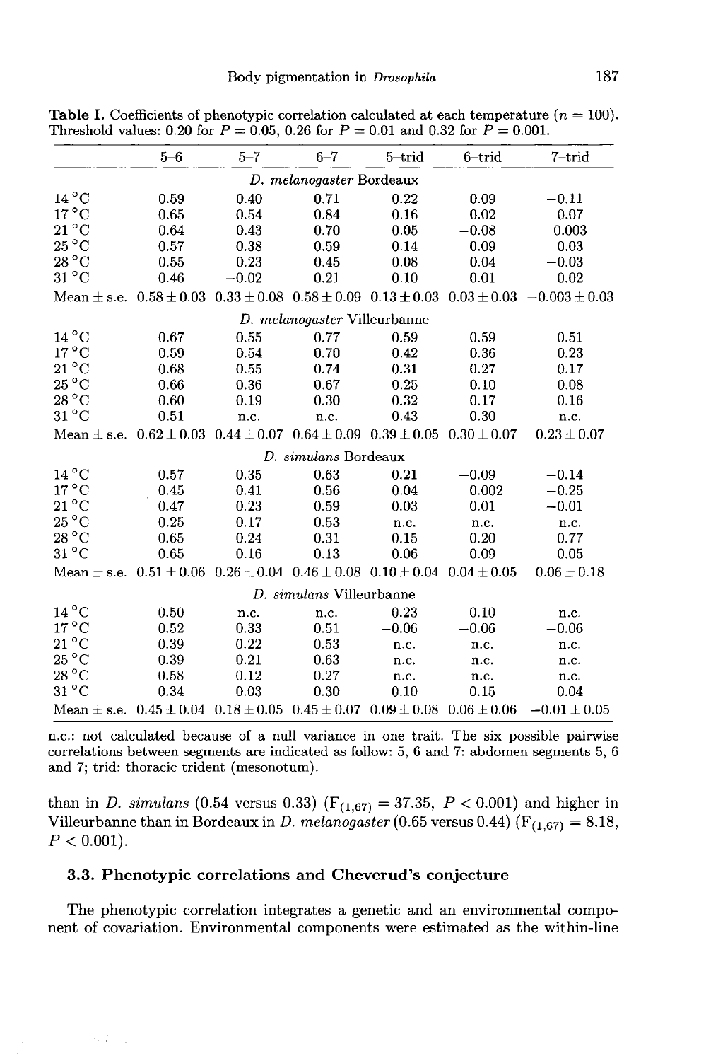**Table I.** Coefficients of phenotypic correlation calculated at each temperature ($n = 100$). Threshold values: 0.20 for $P = 0.05$, 0.26 for $P = 0.01$ and 0.32 for $P = 0.001$.

| | 5–6 | 5–7 | 6–7 | 5–trid | 6–trid | 7–trid |
|---|---|---|---|---|---|---|
| | | | *D. melanogaster* Bordeaux | | | |
| 14 °C | 0.59 | 0.40 | 0.71 | 0.22 | 0.09 | −0.11 |
| 17 °C | 0.65 | 0.54 | 0.84 | 0.16 | 0.02 | 0.07 |
| 21 °C | 0.64 | 0.43 | 0.70 | 0.05 | −0.08 | 0.003 |
| 25 °C | 0.57 | 0.38 | 0.59 | 0.14 | 0.09 | 0.03 |
| 28 °C | 0.55 | 0.23 | 0.45 | 0.08 | 0.04 | −0.03 |
| 31 °C | 0.46 | −0.02 | 0.21 | 0.10 | 0.01 | 0.02 |
| Mean ± s.e. | 0.58 ± 0.03 | 0.33 ± 0.08 | 0.58 ± 0.09 | 0.13 ± 0.03 | 0.03 ± 0.03 | −0.003 ± 0.03 |
| | | | *D. melanogaster* Villeurbanne | | | |
| 14 °C | 0.67 | 0.55 | 0.77 | 0.59 | 0.59 | 0.51 |
| 17 °C | 0.59 | 0.54 | 0.70 | 0.42 | 0.36 | 0.23 |
| 21 °C | 0.68 | 0.55 | 0.74 | 0.31 | 0.27 | 0.17 |
| 25 °C | 0.66 | 0.36 | 0.67 | 0.25 | 0.10 | 0.08 |
| 28 °C | 0.60 | 0.19 | 0.30 | 0.32 | 0.17 | 0.16 |
| 31 °C | 0.51 | n.c. | n.c. | 0.43 | 0.30 | n.c. |
| Mean ± s.e. | 0.62 ± 0.03 | 0.44 ± 0.07 | 0.64 ± 0.09 | 0.39 ± 0.05 | 0.30 ± 0.07 | 0.23 ± 0.07 |
| | | | *D. simulans* Bordeaux | | | |
| 14 °C | 0.57 | 0.35 | 0.63 | 0.21 | −0.09 | −0.14 |
| 17 °C | 0.45 | 0.41 | 0.56 | 0.04 | 0.002 | −0.25 |
| 21 °C | 0.47 | 0.23 | 0.59 | 0.03 | 0.01 | −0.01 |
| 25 °C | 0.25 | 0.17 | 0.53 | n.c. | n.c. | n.c. |
| 28 °C | 0.65 | 0.24 | 0.31 | 0.15 | 0.20 | 0.77 |
| 31 °C | 0.65 | 0.16 | 0.13 | 0.06 | 0.09 | −0.05 |
| Mean ± s.e. | 0.51 ± 0.06 | 0.26 ± 0.04 | 0.46 ± 0.08 | 0.10 ± 0.04 | 0.04 ± 0.05 | 0.06 ± 0.18 |
| | | | *D. simulans* Villeurbanne | | | |
| 14 °C | 0.50 | n.c. | n.c. | 0.23 | 0.10 | n.c. |
| 17 °C | 0.52 | 0.33 | 0.51 | −0.06 | −0.06 | −0.06 |
| 21 °C | 0.39 | 0.22 | 0.53 | n.c. | n.c. | n.c. |
| 25 °C | 0.39 | 0.21 | 0.63 | n.c. | n.c. | n.c. |
| 28 °C | 0.58 | 0.12 | 0.27 | n.c. | n.c. | n.c. |
| 31 °C | 0.34 | 0.03 | 0.30 | 0.10 | 0.15 | 0.04 |
| Mean ± s.e. | 0.45 ± 0.04 | 0.18 ± 0.05 | 0.45 ± 0.07 | 0.09 ± 0.08 | 0.06 ± 0.06 | −0.01 ± 0.05 |

n.c.: not calculated because of a null variance in one trait. The six possible pairwise correlations between segments are indicated as follow: 5, 6 and 7: abdomen segments 5, 6 and 7; trid: thoracic trident (mesonotum).

than in *D. simulans* (0.54 versus 0.33) ($F_{(1,67)} = 37.35$, $P < 0.001$) and higher in Villeurbanne than in Bordeaux in *D. melanogaster* (0.65 versus 0.44) ($F_{(1,67)} = 8.18$, $P < 0.001$).

### 3.3. Phenotypic correlations and Cheverud's conjecture

The phenotypic correlation integrates a genetic and an environmental component of covariation. Environmental components were estimated as the within-line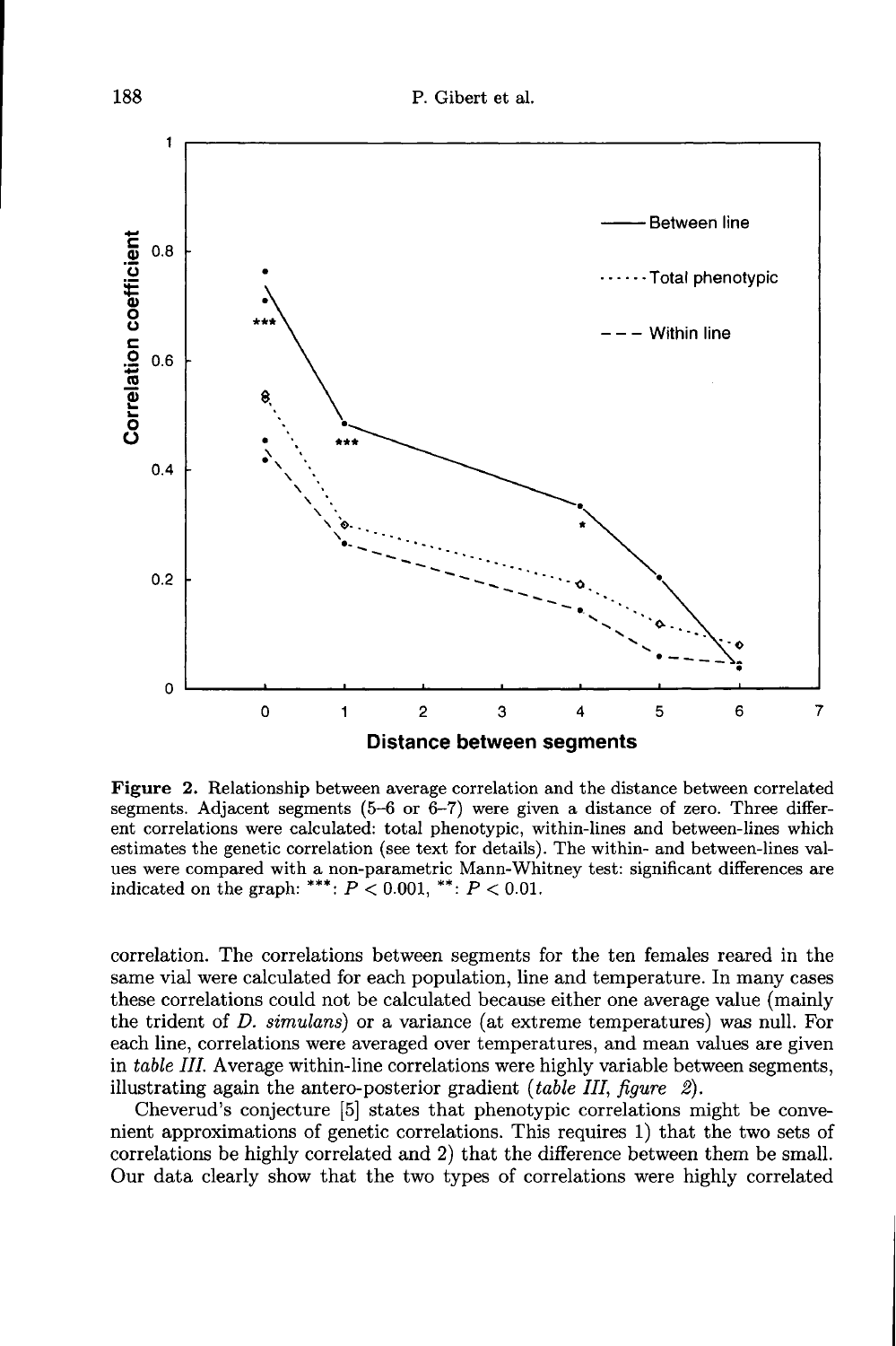**Figure 2.** Relationship between average correlation and the distance between correlated segments. Adjacent segments (5–6 or 6–7) were given a distance of zero. Three different correlations were calculated: total phenotypic, within-lines and between-lines which estimates the genetic correlation (see text for details). The within- and between-lines values were compared with a non-parametric Mann-Whitney test: significant differences are indicated on the graph: ***: $P < 0.001$, **: $P < 0.01$.

correlation. The correlations between segments for the ten females reared in the same vial were calculated for each population, line and temperature. In many cases these correlations could not be calculated because either one average value (mainly the trident of *D. simulans*) or a variance (at extreme temperatures) was null. For each line, correlations were averaged over temperatures, and mean values are given in *table III*. Average within-line correlations were highly variable between segments, illustrating again the antero-posterior gradient (*table III*, *figure 2*).

Cheverud's conjecture [5] states that phenotypic correlations might be convenient approximations of genetic correlations. This requires 1) that the two sets of correlations be highly correlated and 2) that the difference between them be small. Our data clearly show that the two types of correlations were highly correlated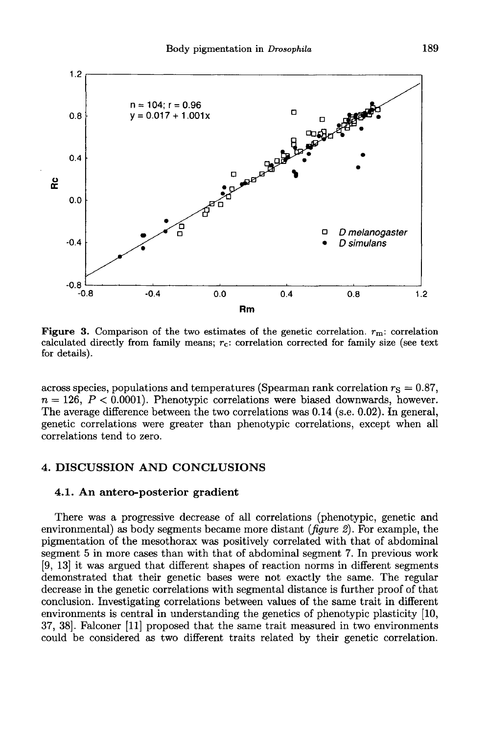Figure 3. Comparison of the two estimates of the genetic correlation. $r_m$: correlation calculated directly from family means; $r_C$: correlation corrected for family size (see text for details).

across species, populations and temperatures (Spearman rank correlation $r_S = 0.87$, $n = 126$, $P < 0.0001$). Phenotypic correlations were biased downwards, however. The average difference between the two correlations was 0.14 (s.e. 0.02). In general, genetic correlations were greater than phenotypic correlations, except when all correlations tend to zero.

## 4. DISCUSSION AND CONCLUSIONS

### 4.1. An antero-posterior gradient

There was a progressive decrease of all correlations (phenotypic, genetic and environmental) as body segments became more distant (*figure 2*). For example, the pigmentation of the mesothorax was positively correlated with that of abdominal segment 5 in more cases than with that of abdominal segment 7. In previous work [9, 13] it was argued that different shapes of reaction norms in different segments demonstrated that their genetic bases were not exactly the same. The regular decrease in the genetic correlations with segmental distance is further proof of that conclusion. Investigating correlations between values of the same trait in different environments is central in understanding the genetics of phenotypic plasticity [10, 37, 38]. Falconer [11] proposed that the same trait measured in two environments could be considered as two different traits related by their genetic correlation.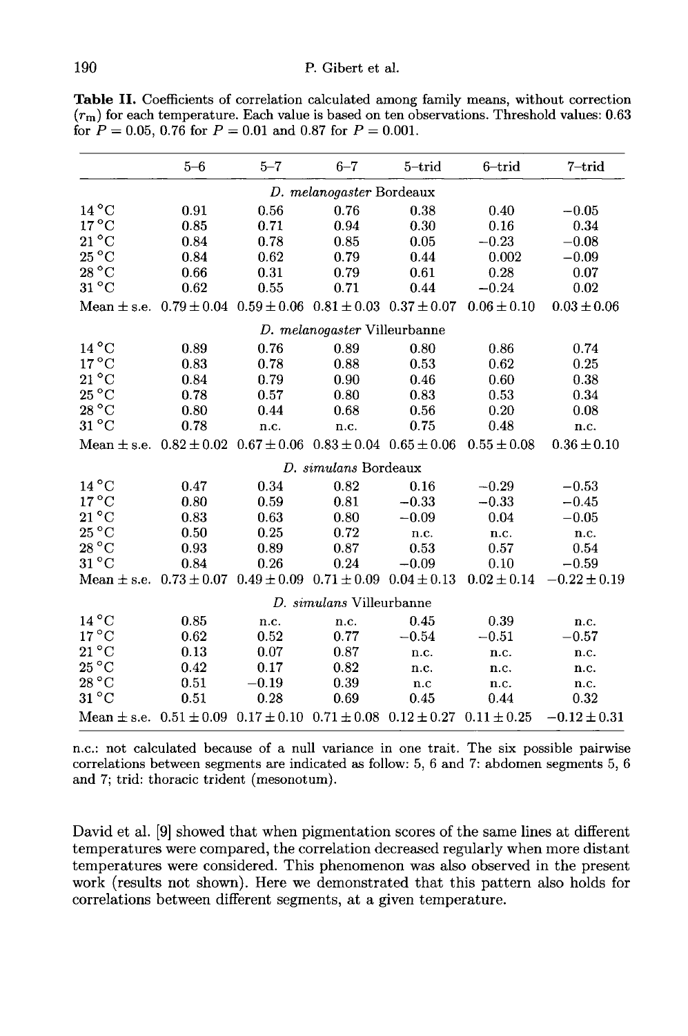**Table II.** Coefficients of correlation calculated among family means, without correction ($r_m$) for each temperature. Each value is based on ten observations. Threshold values: 0.63 for $P = 0.05$, 0.76 for $P = 0.01$ and 0.87 for $P = 0.001$.

| | 5–6 | 5–7 | 6–7 | 5–trid | 6–trid | 7–trid |
|---|---|---|---|---|---|---|
| | | | *D. melanogaster* Bordeaux | | | |
| 14 °C | 0.91 | 0.56 | 0.76 | 0.38 | 0.40 | −0.05 |
| 17 °C | 0.85 | 0.71 | 0.94 | 0.30 | 0.16 | 0.34 |
| 21 °C | 0.84 | 0.78 | 0.85 | 0.05 | −0.23 | −0.08 |
| 25 °C | 0.84 | 0.62 | 0.79 | 0.44 | 0.002 | −0.09 |
| 28 °C | 0.66 | 0.31 | 0.79 | 0.61 | 0.28 | 0.07 |
| 31 °C | 0.62 | 0.55 | 0.71 | 0.44 | −0.24 | 0.02 |
| Mean ± s.e. | 0.79 ± 0.04 | 0.59 ± 0.06 | 0.81 ± 0.03 | 0.37 ± 0.07 | 0.06 ± 0.10 | 0.03 ± 0.06 |
| | | | *D. melanogaster* Villeurbanne | | | |
| 14 °C | 0.89 | 0.76 | 0.89 | 0.80 | 0.86 | 0.74 |
| 17 °C | 0.83 | 0.78 | 0.88 | 0.53 | 0.62 | 0.25 |
| 21 °C | 0.84 | 0.79 | 0.90 | 0.46 | 0.60 | 0.38 |
| 25 °C | 0.78 | 0.57 | 0.80 | 0.83 | 0.53 | 0.34 |
| 28 °C | 0.80 | 0.44 | 0.68 | 0.56 | 0.20 | 0.08 |
| 31 °C | 0.78 | n.c. | n.c. | 0.75 | 0.48 | n.c. |
| Mean ± s.e. | 0.82 ± 0.02 | 0.67 ± 0.06 | 0.83 ± 0.04 | 0.65 ± 0.06 | 0.55 ± 0.08 | 0.36 ± 0.10 |
| | | | *D. simulans* Bordeaux | | | |
| 14 °C | 0.47 | 0.34 | 0.82 | 0.16 | −0.29 | −0.53 |
| 17 °C | 0.80 | 0.59 | 0.81 | −0.33 | −0.33 | −0.45 |
| 21 °C | 0.83 | 0.63 | 0.80 | −0.09 | 0.04 | −0.05 |
| 25 °C | 0.50 | 0.25 | 0.72 | n.c. | n.c. | n.c. |
| 28 °C | 0.93 | 0.89 | 0.87 | 0.53 | 0.57 | 0.54 |
| 31 °C | 0.84 | 0.26 | 0.24 | −0.09 | 0.10 | −0.59 |
| Mean ± s.e. | 0.73 ± 0.07 | 0.49 ± 0.09 | 0.71 ± 0.09 | 0.04 ± 0.13 | 0.02 ± 0.14 | −0.22 ± 0.19 |
| | | | *D. simulans* Villeurbanne | | | |
| 14 °C | 0.85 | n.c. | n.c. | 0.45 | 0.39 | n.c. |
| 17 °C | 0.62 | 0.52 | 0.77 | −0.54 | −0.51 | −0.57 |
| 21 °C | 0.13 | 0.07 | 0.87 | n.c. | n.c. | n.c. |
| 25 °C | 0.42 | 0.17 | 0.82 | n.c. | n.c. | n.c. |
| 28 °C | 0.51 | −0.19 | 0.39 | n.c | n.c. | n.c. |
| 31 °C | 0.51 | 0.28 | 0.69 | 0.45 | 0.44 | 0.32 |
| Mean ± s.e. | 0.51 ± 0.09 | 0.17 ± 0.10 | 0.71 ± 0.08 | 0.12 ± 0.27 | 0.11 ± 0.25 | −0.12 ± 0.31 |

n.c.: not calculated because of a null variance in one trait. The six possible pairwise correlations between segments are indicated as follow: 5, 6 and 7: abdomen segments 5, 6 and 7; trid: thoracic trident (mesonotum).

David et al. [9] showed that when pigmentation scores of the same lines at different temperatures were compared, the correlation decreased regularly when more distant temperatures were considered. This phenomenon was also observed in the present work (results not shown). Here we demonstrated that this pattern also holds for correlations between different segments, at a given temperature.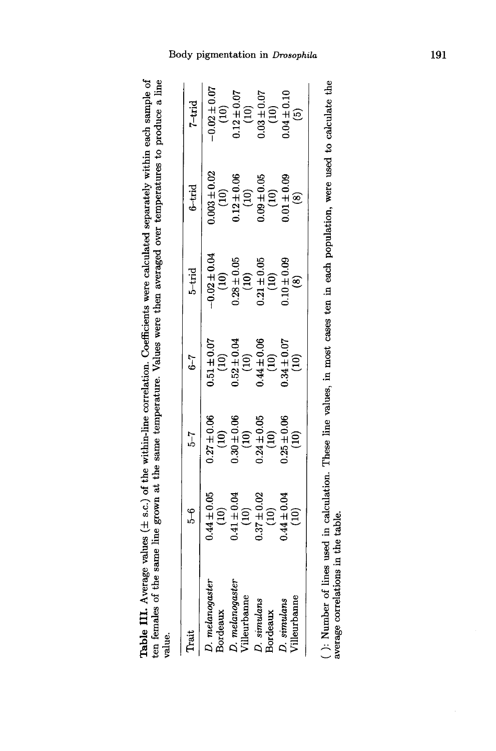**Table III.** Average values (± s.e.) of the within-line correlation. Coefficients were calculated separately within each sample of ten females of the same line grown at the same temperature. Values were then averaged over temperatures to produce a line value.

| Trait | 5–6 | 5–7 | 6–7 | 5–trid | 6–trid | 7–trid |
|---|---|---|---|---|---|---|
| *D. melanogaster* Bordeaux | 0.44 ± 0.05 (10) | 0.27 ± 0.06 (10) | 0.51 ± 0.07 (10) | −0.02 ± 0.04 (10) | 0.003 ± 0.02 (10) | −0.02 ± 0.07 (10) |
| *D. melanogaster* Villeurbanne | 0.41 ± 0.04 (10) | 0.30 ± 0.06 (10) | 0.52 ± 0.04 (10) | 0.28 ± 0.05 (10) | 0.12 ± 0.06 (10) | 0.12 ± 0.07 (10) |
| *D. simulans* Bordeaux | 0.37 ± 0.02 (10) | 0.24 ± 0.05 (10) | 0.44 ± 0.06 (10) | 0.21 ± 0.05 (10) | 0.09 ± 0.05 (10) | 0.03 ± 0.07 (10) |
| *D. simulans* Villeurbanne | 0.44 ± 0.04 (10) | 0.25 ± 0.06 (10) | 0.34 ± 0.07 (10) | 0.10 ± 0.09 (8) | 0.01 ± 0.09 (8) | 0.04 ± 0.10 (5) |

( ): Number of lines used in calculation. These line values, in most cases ten in each population, were used to calculate the average correlations in the table.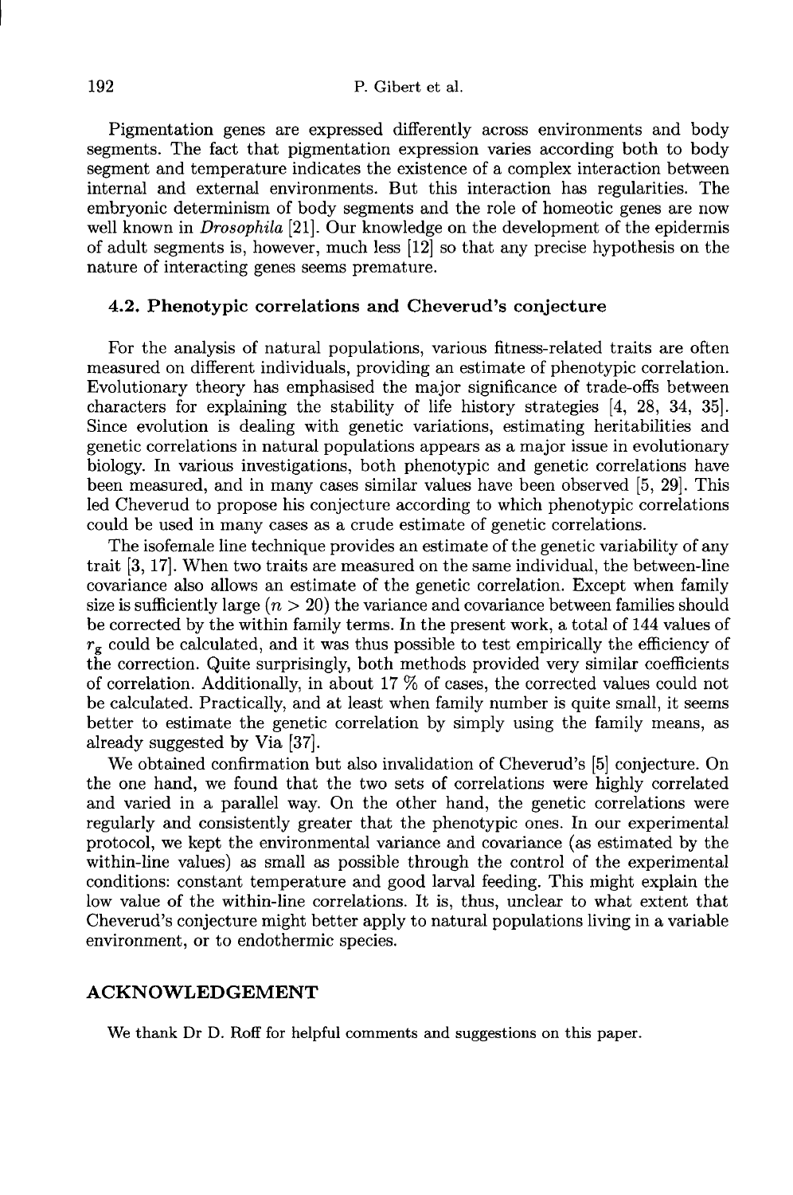Pigmentation genes are expressed differently across environments and body segments. The fact that pigmentation expression varies according both to body segment and temperature indicates the existence of a complex interaction between internal and external environments. But this interaction has regularities. The embryonic determinism of body segments and the role of homeotic genes are now well known in *Drosophila* [21]. Our knowledge on the development of the epidermis of adult segments is, however, much less [12] so that any precise hypothesis on the nature of interacting genes seems premature.

### 4.2. Phenotypic correlations and Cheverud's conjecture

For the analysis of natural populations, various fitness-related traits are often measured on different individuals, providing an estimate of phenotypic correlation. Evolutionary theory has emphasised the major significance of trade-offs between characters for explaining the stability of life history strategies [4, 28, 34, 35]. Since evolution is dealing with genetic variations, estimating heritabilities and genetic correlations in natural populations appears as a major issue in evolutionary biology. In various investigations, both phenotypic and genetic correlations have been measured, and in many cases similar values have been observed [5, 29]. This led Cheverud to propose his conjecture according to which phenotypic correlations could be used in many cases as a crude estimate of genetic correlations.

The isofemale line technique provides an estimate of the genetic variability of any trait [3, 17]. When two traits are measured on the same individual, the between-line covariance also allows an estimate of the genetic correlation. Except when family size is sufficiently large ($n > 20$) the variance and covariance between families should be corrected by the within family terms. In the present work, a total of 144 values of $r_g$ could be calculated, and it was thus possible to test empirically the efficiency of the correction. Quite surprisingly, both methods provided very similar coefficients of correlation. Additionally, in about 17 % of cases, the corrected values could not be calculated. Practically, and at least when family number is quite small, it seems better to estimate the genetic correlation by simply using the family means, as already suggested by Via [37].

We obtained confirmation but also invalidation of Cheverud's [5] conjecture. On the one hand, we found that the two sets of correlations were highly correlated and varied in a parallel way. On the other hand, the genetic correlations were regularly and consistently greater that the phenotypic ones. In our experimental protocol, we kept the environmental variance and covariance (as estimated by the within-line values) as small as possible through the control of the experimental conditions: constant temperature and good larval feeding. This might explain the low value of the within-line correlations. It is, thus, unclear to what extent that Cheverud's conjecture might better apply to natural populations living in a variable environment, or to endothermic species.

## ACKNOWLEDGEMENT

We thank Dr D. Roff for helpful comments and suggestions on this paper.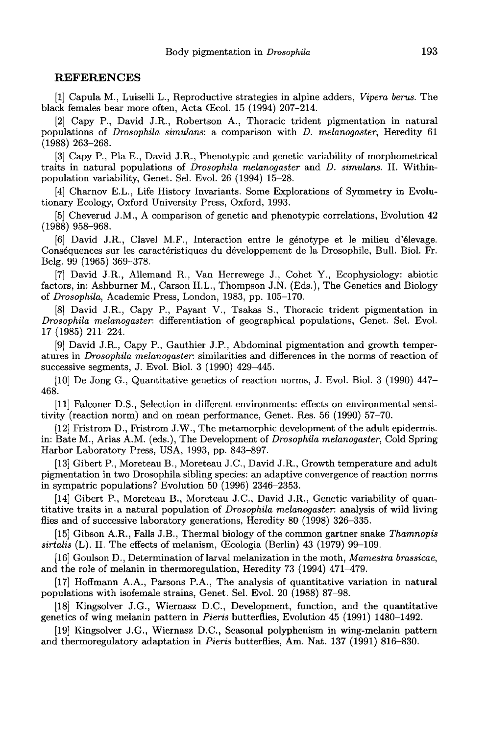## REFERENCES

[1] Capula M., Luiselli L., Reproductive strategies in alpine adders, *Vipera berus*. The black females bear more often, Acta Œcol. 15 (1994) 207–214.

[2] Capy P., David J.R., Robertson A., Thoracic trident pigmentation in natural populations of *Drosophila simulans*: a comparison with *D. melanogaster*, Heredity 61 (1988) 263–268.

[3] Capy P., Pla E., David J.R., Phenotypic and genetic variability of morphometrical traits in natural populations of *Drosophila melanogaster* and *D. simulans*. II. Within-population variability, Genet. Sel. Evol. 26 (1994) 15–28.

[4] Charnov E.L., Life History Invariants. Some Explorations of Symmetry in Evolutionary Ecology, Oxford University Press, Oxford, 1993.

[5] Cheverud J.M., A comparison of genetic and phenotypic correlations, Evolution 42 (1988) 958–968.

[6] David J.R., Clavel M.F., Interaction entre le génotype et le milieu d'élevage. Conséquences sur les caractéristiques du développement de la Drosophile, Bull. Biol. Fr. Belg. 99 (1965) 369–378.

[7] David J.R., Allemand R., Van Herrewege J., Cohet Y., Ecophysiology: abiotic factors, in: Ashburner M., Carson H.L., Thompson J.N. (Eds.), The Genetics and Biology of *Drosophila*, Academic Press, London, 1983, pp. 105–170.

[8] David J.R., Capy P., Payant V., Tsakas S., Thoracic trident pigmentation in *Drosophila melanogaster*: differentiation of geographical populations, Genet. Sel. Evol. 17 (1985) 211–224.

[9] David J.R., Capy P., Gauthier J.P., Abdominal pigmentation and growth temperatures in *Drosophila melanogaster*: similarities and differences in the norms of reaction of successive segments, J. Evol. Biol. 3 (1990) 429–445.

[10] De Jong G., Quantitative genetics of reaction norms, J. Evol. Biol. 3 (1990) 447–468.

[11] Falconer D.S., Selection in different environments: effects on environmental sensitivity (reaction norm) and on mean performance, Genet. Res. 56 (1990) 57–70.

[12] Fristrom D., Fristrom J.W., The metamorphic development of the adult epidermis. in: Bate M., Arias A.M. (eds.), The Development of *Drosophila melanogaster*, Cold Spring Harbor Laboratory Press, USA, 1993, pp. 843–897.

[13] Gibert P., Moreteau B., Moreteau J.C., David J.R., Growth temperature and adult pigmentation in two Drosophila sibling species: an adaptive convergence of reaction norms in sympatric populations? Evolution 50 (1996) 2346–2353.

[14] Gibert P., Moreteau B., Moreteau J.C., David J.R., Genetic variability of quantitative traits in a natural population of *Drosophila melanogaster*: analysis of wild living flies and of successive laboratory generations, Heredity 80 (1998) 326–335.

[15] Gibson A.R., Falls J.B., Thermal biology of the common gartner snake *Thamnopis sirtalis* (L). II. The effects of melanism, Œcologia (Berlin) 43 (1979) 99–109.

[16] Goulson D., Determination of larval melanization in the moth, *Mamestra brassicae*, and the role of melanin in thermoregulation, Heredity 73 (1994) 471–479.

[17] Hoffmann A.A., Parsons P.A., The analysis of quantitative variation in natural populations with isofemale strains, Genet. Sel. Evol. 20 (1988) 87–98.

[18] Kingsolver J.G., Wiernasz D.C., Development, function, and the quantitative genetics of wing melanin pattern in *Pieris* butterflies, Evolution 45 (1991) 1480–1492.

[19] Kingsolver J.G., Wiernasz D.C., Seasonal polyphenism in wing-melanin pattern and thermoregulatory adaptation in *Pieris* butterflies, Am. Nat. 137 (1991) 816–830.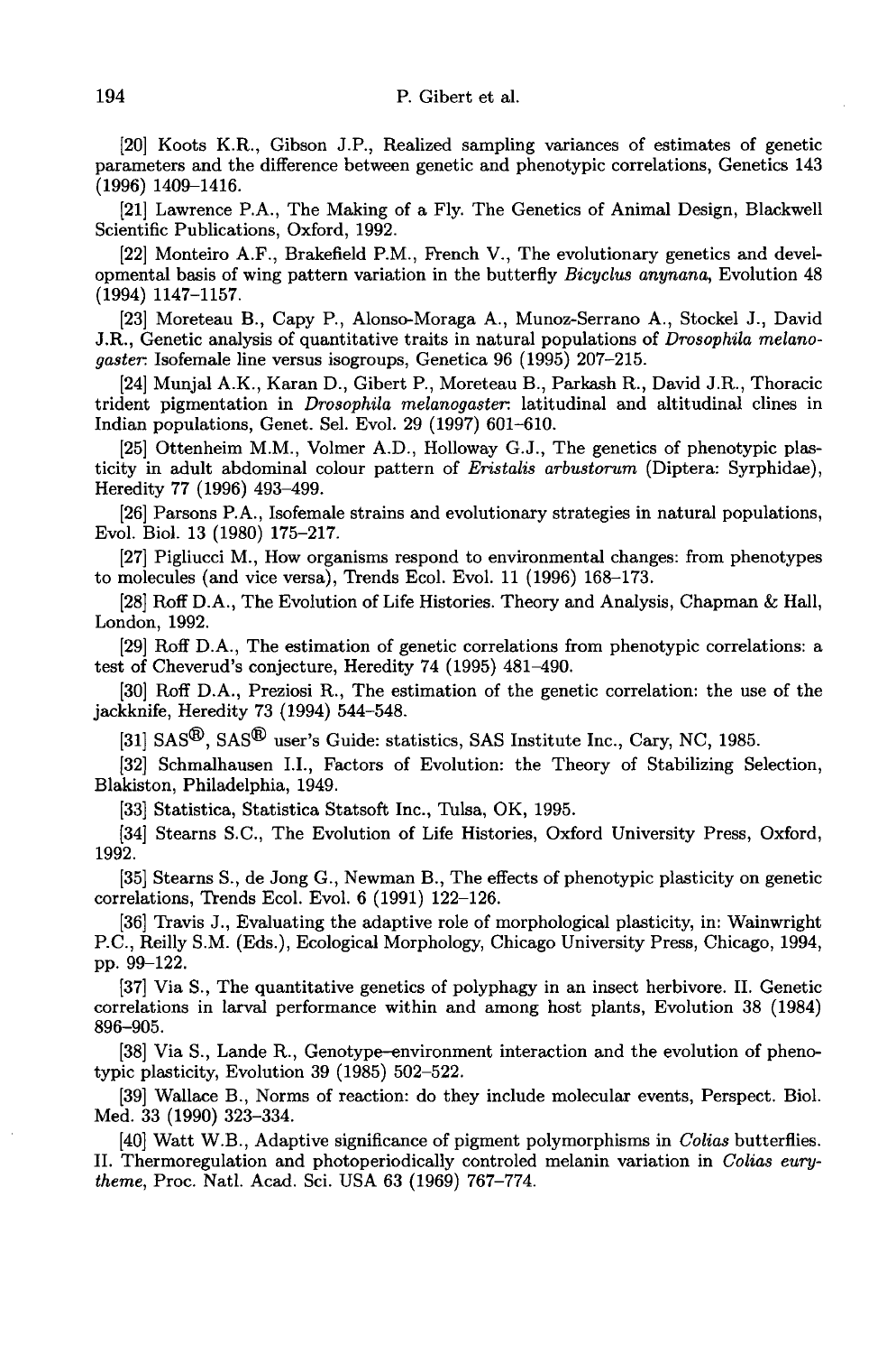[20] Koots K.R., Gibson J.P., Realized sampling variances of estimates of genetic parameters and the difference between genetic and phenotypic correlations, Genetics 143 (1996) 1409–1416.

[21] Lawrence P.A., The Making of a Fly. The Genetics of Animal Design, Blackwell Scientific Publications, Oxford, 1992.

[22] Monteiro A.F., Brakefield P.M., French V., The evolutionary genetics and developmental basis of wing pattern variation in the butterfly *Bicyclus anynana*, Evolution 48 (1994) 1147–1157.

[23] Moreteau B., Capy P., Alonso-Moraga A., Munoz-Serrano A., Stockel J., David J.R., Genetic analysis of quantitative traits in natural populations of *Drosophila melanogaster*: Isofemale line versus isogroups, Genetica 96 (1995) 207–215.

[24] Munjal A.K., Karan D., Gibert P., Moreteau B., Parkash R., David J.R., Thoracic trident pigmentation in *Drosophila melanogaster*: latitudinal and altitudinal clines in Indian populations, Genet. Sel. Evol. 29 (1997) 601–610.

[25] Ottenheim M.M., Volmer A.D., Holloway G.J., The genetics of phenotypic plasticity in adult abdominal colour pattern of *Eristalis arbustorum* (Diptera: Syrphidae), Heredity 77 (1996) 493–499.

[26] Parsons P.A., Isofemale strains and evolutionary strategies in natural populations, Evol. Biol. 13 (1980) 175–217.

[27] Pigliucci M., How organisms respond to environmental changes: from phenotypes to molecules (and vice versa), Trends Ecol. Evol. 11 (1996) 168–173.

[28] Roff D.A., The Evolution of Life Histories. Theory and Analysis, Chapman & Hall, London, 1992.

[29] Roff D.A., The estimation of genetic correlations from phenotypic correlations: a test of Cheverud's conjecture, Heredity 74 (1995) 481–490.

[30] Roff D.A., Preziosi R., The estimation of the genetic correlation: the use of the jackknife, Heredity 73 (1994) 544–548.

[31] SAS®, SAS® user's Guide: statistics, SAS Institute Inc., Cary, NC, 1985.

[32] Schmalhausen I.I., Factors of Evolution: the Theory of Stabilizing Selection, Blakiston, Philadelphia, 1949.

[33] Statistica, Statistica Statsoft Inc., Tulsa, OK, 1995.

[34] Stearns S.C., The Evolution of Life Histories, Oxford University Press, Oxford, 1992.

[35] Stearns S., de Jong G., Newman B., The effects of phenotypic plasticity on genetic correlations, Trends Ecol. Evol. 6 (1991) 122–126.

[36] Travis J., Evaluating the adaptive role of morphological plasticity, in: Wainwright P.C., Reilly S.M. (Eds.), Ecological Morphology, Chicago University Press, Chicago, 1994, pp. 99–122.

[37] Via S., The quantitative genetics of polyphagy in an insect herbivore. II. Genetic correlations in larval performance within and among host plants, Evolution 38 (1984) 896–905.

[38] Via S., Lande R., Genotype–environment interaction and the evolution of phenotypic plasticity, Evolution 39 (1985) 502–522.

[39] Wallace B., Norms of reaction: do they include molecular events, Perspect. Biol. Med. 33 (1990) 323–334.

[40] Watt W.B., Adaptive significance of pigment polymorphisms in *Colias* butterflies. II. Thermoregulation and photoperiodically controled melanin variation in *Colias eurytheme*, Proc. Natl. Acad. Sci. USA 63 (1969) 767–774.